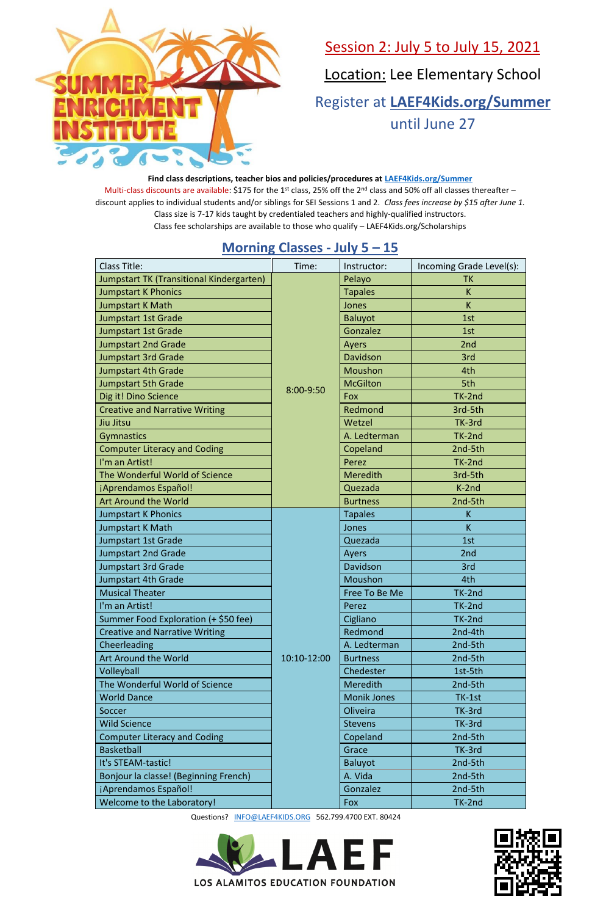# SUMMER ENRICHMENT INSTITUTE

## Session 2: July 5 to July 15, 2021

Location: Lee Elementary School

Register at **LAEF4Kids.org/Summer** until June 27

**Find class descriptions, teacher bios and policies/procedures at LAEF4Kids.org/Summer**

Multi-class discounts are available: $175 for the 1st class, 25% off the 2nd class and 50% off all classes thereafter – discount applies to individual students and/or siblings for SEI Sessions 1 and 2. *Class fees increase by $15 after June 1.*

Class size is 7-17 kids taught by credentialed teachers and highly-qualified instructors.

Class fee scholarships are available to those who qualify – LAEF4Kids.org/Scholarships

## Morning Classes - July 5 – 15

| Class Title: | Time: | Instructor: | Incoming Grade Level(s): |
|---|---|---|---|
| Jumpstart TK (Transitional Kindergarten) | 8:00-9:50 | Pelayo | TK |
| Jumpstart K Phonics | 8:00-9:50 | Tapales | K |
| Jumpstart K Math | 8:00-9:50 | Jones | K |
| Jumpstart 1st Grade | 8:00-9:50 | Baluyot | 1st |
| Jumpstart 1st Grade | 8:00-9:50 | Gonzalez | 1st |
| Jumpstart 2nd Grade | 8:00-9:50 | Ayers | 2nd |
| Jumpstart 3rd Grade | 8:00-9:50 | Davidson | 3rd |
| Jumpstart 4th Grade | 8:00-9:50 | Moushon | 4th |
| Jumpstart 5th Grade | 8:00-9:50 | McGilton | 5th |
| Dig it! Dino Science | 8:00-9:50 | Fox | TK-2nd |
| Creative and Narrative Writing | 8:00-9:50 | Redmond | 3rd-5th |
| Jiu Jitsu | 8:00-9:50 | Wetzel | TK-3rd |
| Gymnastics | 8:00-9:50 | A. Ledterman | TK-2nd |
| Computer Literacy and Coding | 8:00-9:50 | Copeland | 2nd-5th |
| I'm an Artist! | 8:00-9:50 | Perez | TK-2nd |
| The Wonderful World of Science | 8:00-9:50 | Meredith | 3rd-5th |
| ¡Aprendamos Español! | 8:00-9:50 | Quezada | K-2nd |
| Art Around the World | 8:00-9:50 | Burtness | 2nd-5th |
| Jumpstart K Phonics | 10:10-12:00 | Tapales | K |
| Jumpstart K Math | 10:10-12:00 | Jones | K |
| Jumpstart 1st Grade | 10:10-12:00 | Quezada | 1st |
| Jumpstart 2nd Grade | 10:10-12:00 | Ayers | 2nd |
| Jumpstart 3rd Grade | 10:10-12:00 | Davidson | 3rd |
| Jumpstart 4th Grade | 10:10-12:00 | Moushon | 4th |
| Musical Theater | 10:10-12:00 | Free To Be Me | TK-2nd |
| I'm an Artist! | 10:10-12:00 | Perez | TK-2nd |
| Summer Food Exploration (+ $50 fee) | 10:10-12:00 | Cigliano | TK-2nd |
| Creative and Narrative Writing | 10:10-12:00 | Redmond | 2nd-4th |
| Cheerleading | 10:10-12:00 | A. Ledterman | 2nd-5th |
| Art Around the World | 10:10-12:00 | Burtness | 2nd-5th |
| Volleyball | 10:10-12:00 | Chedester | 1st-5th |
| The Wonderful World of Science | 10:10-12:00 | Meredith | 2nd-5th |
| World Dance | 10:10-12:00 | Monik Jones | TK-1st |
| Soccer | 10:10-12:00 | Oliveira | TK-3rd |
| Wild Science | 10:10-12:00 | Stevens | TK-3rd |
| Computer Literacy and Coding | 10:10-12:00 | Copeland | 2nd-5th |
| Basketball | 10:10-12:00 | Grace | TK-3rd |
| It's STEAM-tastic! | 10:10-12:00 | Baluyot | 2nd-5th |
| Bonjour la classe! (Beginning French) | 10:10-12:00 | A. Vida | 2nd-5th |
| ¡Aprendamos Español! | 10:10-12:00 | Gonzalez | 2nd-5th |
| Welcome to the Laboratory! | 10:10-12:00 | Fox | TK-2nd |

Questions? INFO@LAEF4KIDS.ORG 562.799.4700 EXT. 80424

LAEF
LOS ALAMITOS EDUCATION FOUNDATION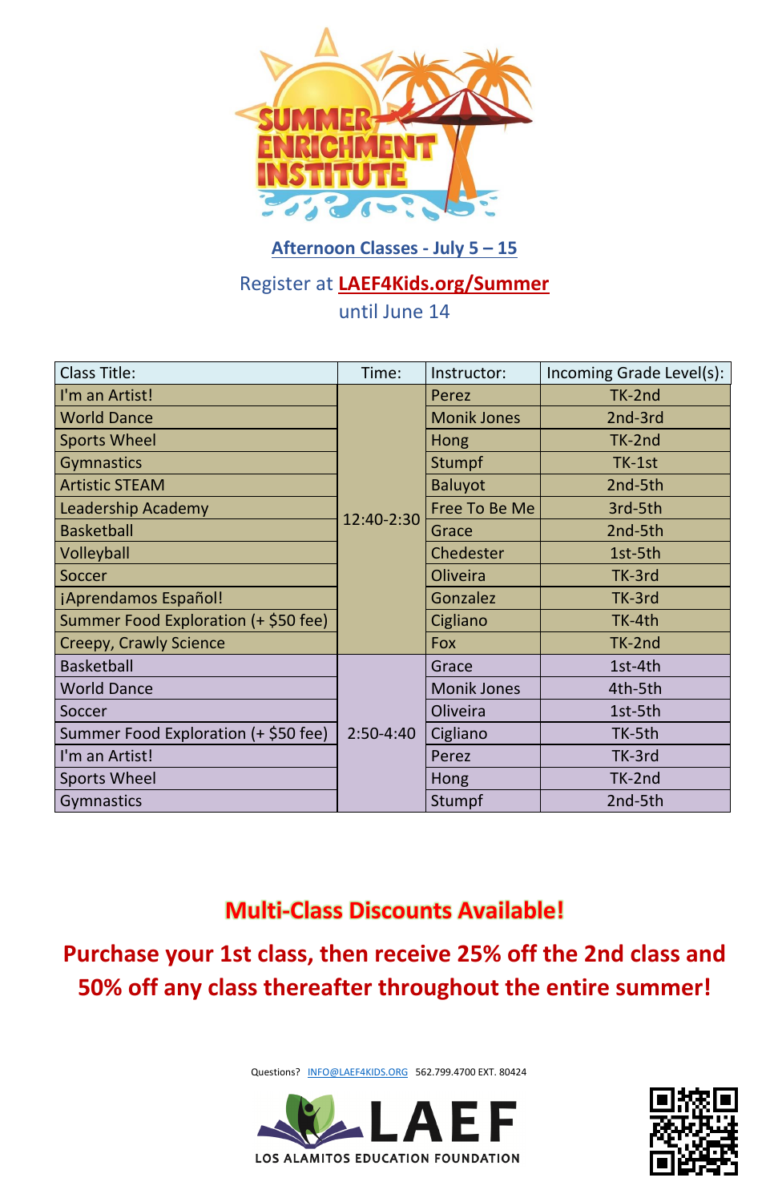# SUMMER ENRICHMENT INSTITUTE

**Afternoon Classes - July 5 – 15**

Register at **LAEF4Kids.org/Summer** until June 14

| Class Title: | Time: | Instructor: | Incoming Grade Level(s): |
|---|---|---|---|
| I'm an Artist! | 12:40-2:30 | Perez | TK-2nd |
| World Dance | | Monik Jones | 2nd-3rd |
| Sports Wheel | | Hong | TK-2nd |
| Gymnastics | | Stumpf | TK-1st |
| Artistic STEAM | | Baluyot | 2nd-5th |
| Leadership Academy | | Free To Be Me | 3rd-5th |
| Basketball | | Grace | 2nd-5th |
| Volleyball | | Chedester | 1st-5th |
| Soccer | | Oliveira | TK-3rd |
| ¡Aprendamos Español! | | Gonzalez | TK-3rd |
| Summer Food Exploration (+ $50 fee) | | Cigliano | TK-4th |
| Creepy, Crawly Science | | Fox | TK-2nd |
| Basketball | 2:50-4:40 | Grace | 1st-4th |
| World Dance | | Monik Jones | 4th-5th |
| Soccer | | Oliveira | 1st-5th |
| Summer Food Exploration (+ $50 fee) | | Cigliano | TK-5th |
| I'm an Artist! | | Perez | TK-3rd |
| Sports Wheel | | Hong | TK-2nd |
| Gymnastics | | Stumpf | 2nd-5th |

## Multi-Class Discounts Available!

**Purchase your 1st class, then receive 25% off the 2nd class and 50% off any class thereafter throughout the entire summer!**

Questions? INFO@LAEF4KIDS.ORG 562.799.4700 EXT. 80424

LAEF
LOS ALAMITOS EDUCATION FOUNDATION